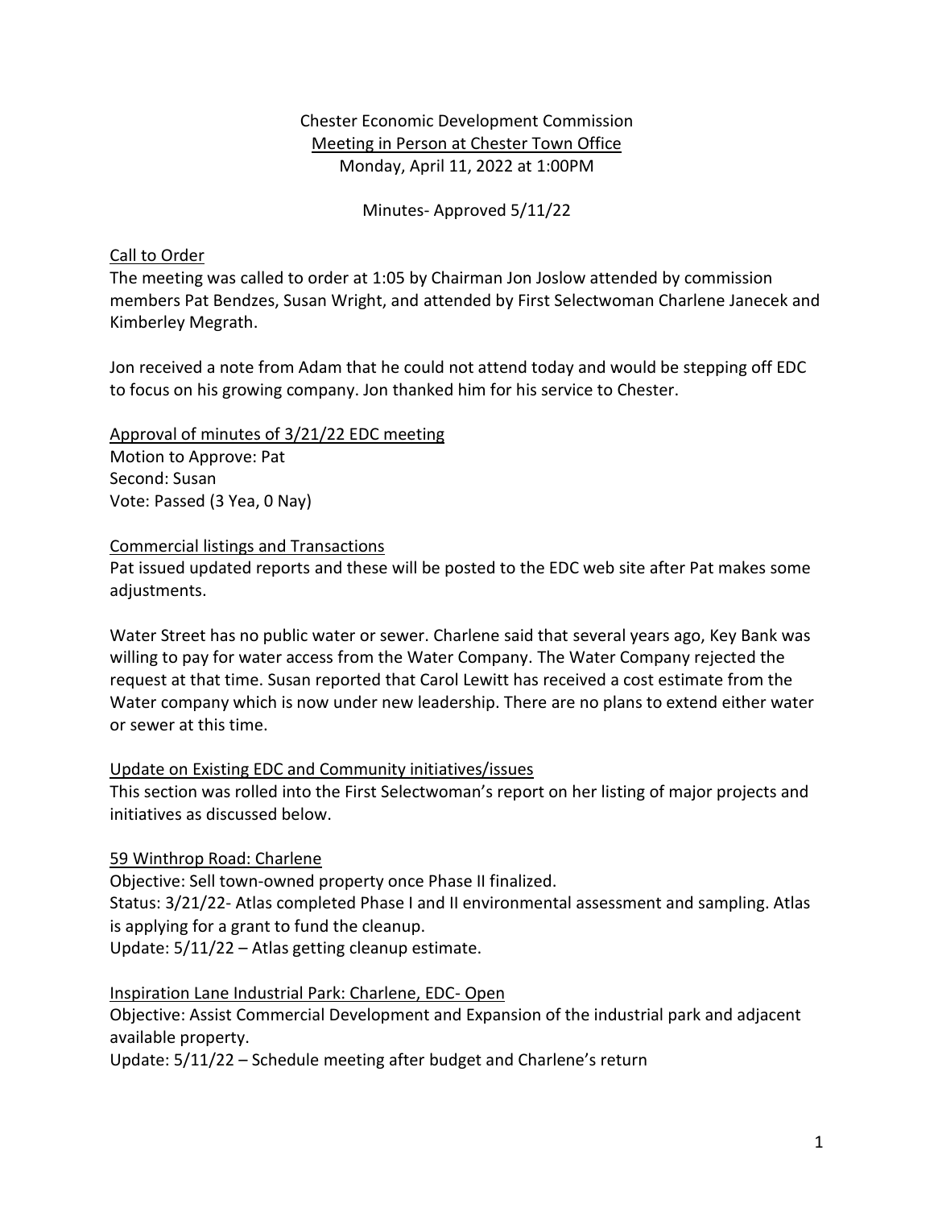Chester Economic Development Commission

Meeting in Person at Chester Town Office

Monday, April 11, 2022 at 1:00PM

Minutes- Approved 5/11/22

## Call to Order

The meeting was called to order at 1:05 by Chairman Jon Joslow attended by commission members Pat Bendzes, Susan Wright, and attended by First Selectwoman Charlene Janecek and Kimberley Megrath.

Jon received a note from Adam that he could not attend today and would be stepping off EDC to focus on his growing company. Jon thanked him for his service to Chester.

## Approval of minutes of 3/21/22 EDC meeting

Motion to Approve: Pat
Second: Susan
Vote: Passed (3 Yea, 0 Nay)

## Commercial listings and Transactions

Pat issued updated reports and these will be posted to the EDC web site after Pat makes some adjustments.

Water Street has no public water or sewer. Charlene said that several years ago, Key Bank was willing to pay for water access from the Water Company. The Water Company rejected the request at that time. Susan reported that Carol Lewitt has received a cost estimate from the Water company which is now under new leadership. There are no plans to extend either water or sewer at this time.

## Update on Existing EDC and Community initiatives/issues

This section was rolled into the First Selectwoman's report on her listing of major projects and initiatives as discussed below.

## 59 Winthrop Road: Charlene

Objective: Sell town-owned property once Phase II finalized.
Status: 3/21/22- Atlas completed Phase I and II environmental assessment and sampling. Atlas is applying for a grant to fund the cleanup.
Update: 5/11/22 – Atlas getting cleanup estimate.

## Inspiration Lane Industrial Park: Charlene, EDC- Open

Objective: Assist Commercial Development and Expansion of the industrial park and adjacent available property.
Update: 5/11/22 – Schedule meeting after budget and Charlene's return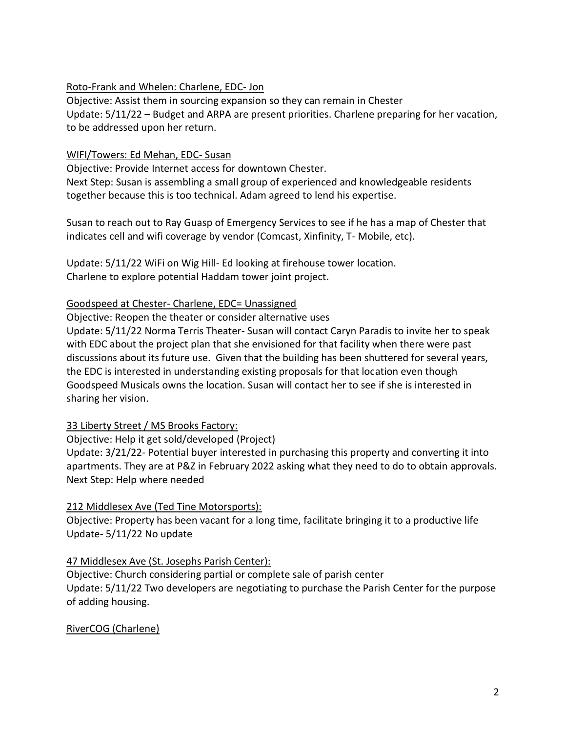<u>Roto-Frank and Whelen: Charlene, EDC- Jon</u>

Objective: Assist them in sourcing expansion so they can remain in Chester
Update: 5/11/22 – Budget and ARPA are present priorities. Charlene preparing for her vacation, to be addressed upon her return.

<u>WIFI/Towers: Ed Mehan, EDC- Susan</u>

Objective: Provide Internet access for downtown Chester.
Next Step: Susan is assembling a small group of experienced and knowledgeable residents together because this is too technical. Adam agreed to lend his expertise.

Susan to reach out to Ray Guasp of Emergency Services to see if he has a map of Chester that indicates cell and wifi coverage by vendor (Comcast, Xinfinity, T- Mobile, etc).

Update: 5/11/22 WiFi on Wig Hill- Ed looking at firehouse tower location.
Charlene to explore potential Haddam tower joint project.

<u>Goodspeed at Chester- Charlene, EDC= Unassigned</u>

Objective: Reopen the theater or consider alternative uses
Update: 5/11/22 Norma Terris Theater- Susan will contact Caryn Paradis to invite her to speak with EDC about the project plan that she envisioned for that facility when there were past discussions about its future use. Given that the building has been shuttered for several years, the EDC is interested in understanding existing proposals for that location even though Goodspeed Musicals owns the location. Susan will contact her to see if she is interested in sharing her vision.

<u>33 Liberty Street / MS Brooks Factory:</u>

Objective: Help it get sold/developed (Project)
Update: 3/21/22- Potential buyer interested in purchasing this property and converting it into apartments. They are at P&Z in February 2022 asking what they need to do to obtain approvals.
Next Step: Help where needed

<u>212 Middlesex Ave (Ted Tine Motorsports):</u>

Objective: Property has been vacant for a long time, facilitate bringing it to a productive life
Update- 5/11/22 No update

<u>47 Middlesex Ave (St. Josephs Parish Center):</u>

Objective: Church considering partial or complete sale of parish center
Update: 5/11/22 Two developers are negotiating to purchase the Parish Center for the purpose of adding housing.

<u>RiverCOG (Charlene)</u>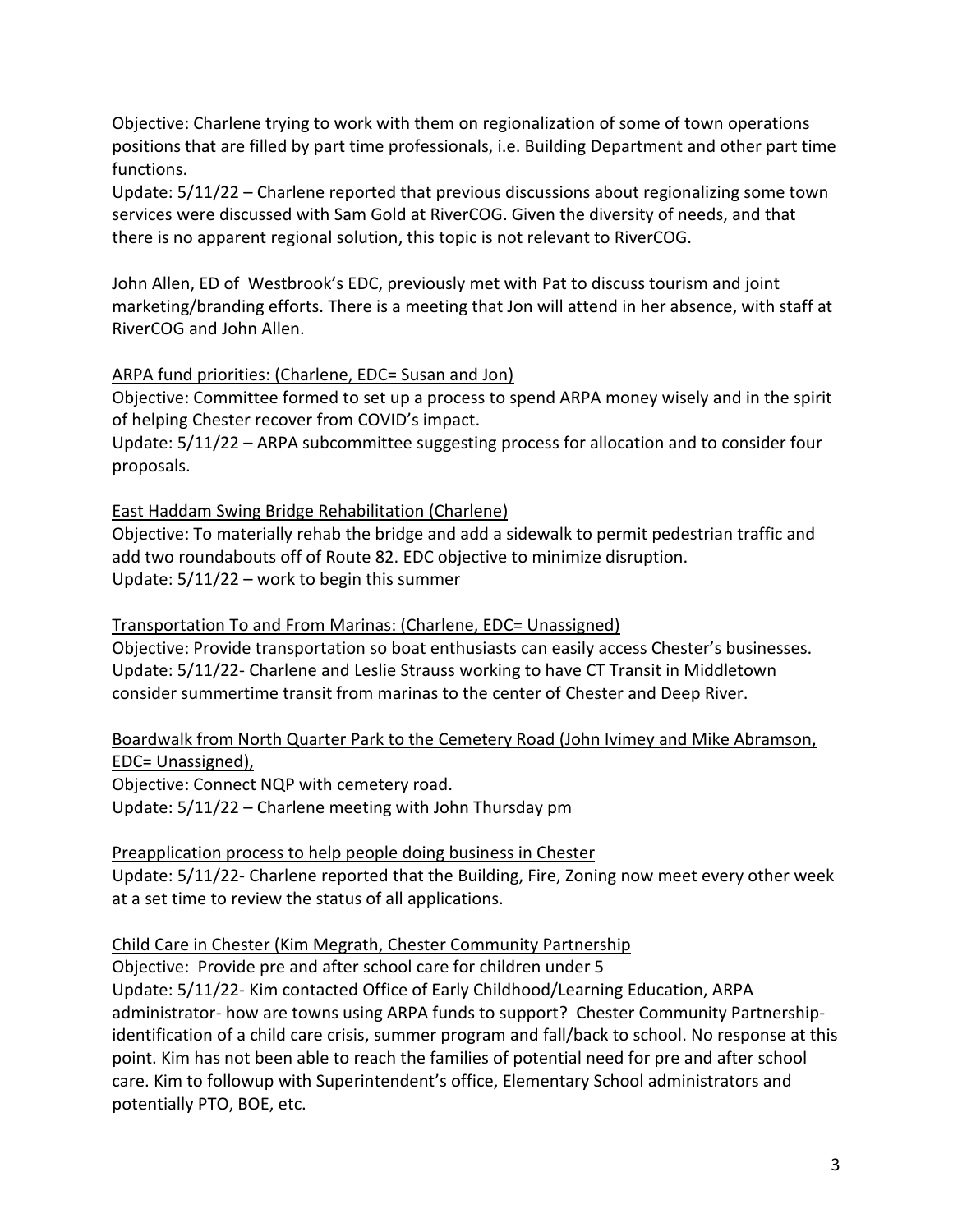Objective: Charlene trying to work with them on regionalization of some of town operations positions that are filled by part time professionals, i.e. Building Department and other part time functions.

Update: 5/11/22 – Charlene reported that previous discussions about regionalizing some town services were discussed with Sam Gold at RiverCOG. Given the diversity of needs, and that there is no apparent regional solution, this topic is not relevant to RiverCOG.

John Allen, ED of Westbrook's EDC, previously met with Pat to discuss tourism and joint marketing/branding efforts. There is a meeting that Jon will attend in her absence, with staff at RiverCOG and John Allen.

<u>ARPA fund priorities: (Charlene, EDC= Susan and Jon)</u>

Objective: Committee formed to set up a process to spend ARPA money wisely and in the spirit of helping Chester recover from COVID's impact.

Update: 5/11/22 – ARPA subcommittee suggesting process for allocation and to consider four proposals.

<u>East Haddam Swing Bridge Rehabilitation (Charlene)</u>

Objective: To materially rehab the bridge and add a sidewalk to permit pedestrian traffic and add two roundabouts off of Route 82. EDC objective to minimize disruption.

Update: 5/11/22 – work to begin this summer

<u>Transportation To and From Marinas: (Charlene, EDC= Unassigned)</u>

Objective: Provide transportation so boat enthusiasts can easily access Chester's businesses.

Update: 5/11/22- Charlene and Leslie Strauss working to have CT Transit in Middletown consider summertime transit from marinas to the center of Chester and Deep River.

<u>Boardwalk from North Quarter Park to the Cemetery Road (John Ivimey and Mike Abramson, EDC= Unassigned),</u>

Objective: Connect NQP with cemetery road.

Update: 5/11/22 – Charlene meeting with John Thursday pm

<u>Preapplication process to help people doing business in Chester</u>

Update: 5/11/22- Charlene reported that the Building, Fire, Zoning now meet every other week at a set time to review the status of all applications.

<u>Child Care in Chester (Kim Megrath, Chester Community Partnership</u>

Objective: Provide pre and after school care for children under 5

Update: 5/11/22- Kim contacted Office of Early Childhood/Learning Education, ARPA administrator- how are towns using ARPA funds to support? Chester Community Partnership- identification of a child care crisis, summer program and fall/back to school. No response at this point. Kim has not been able to reach the families of potential need for pre and after school care. Kim to followup with Superintendent's office, Elementary School administrators and potentially PTO, BOE, etc.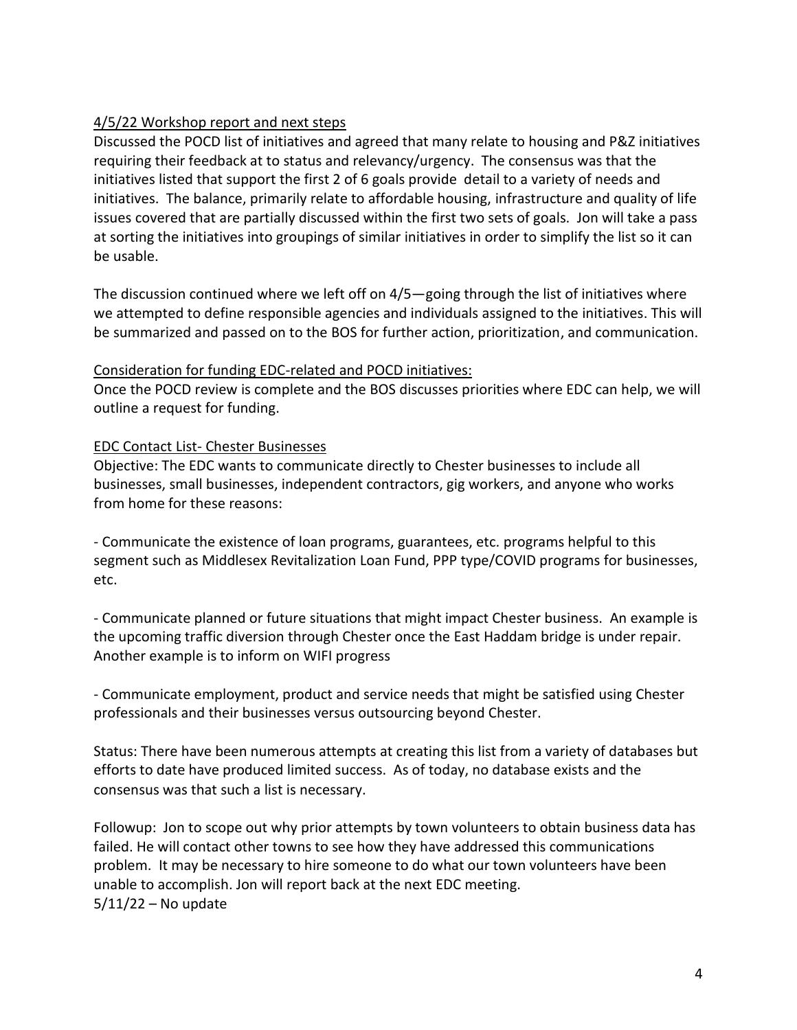4/5/22 Workshop report and next steps

Discussed the POCD list of initiatives and agreed that many relate to housing and P&Z initiatives requiring their feedback at to status and relevancy/urgency. The consensus was that the initiatives listed that support the first 2 of 6 goals provide detail to a variety of needs and initiatives. The balance, primarily relate to affordable housing, infrastructure and quality of life issues covered that are partially discussed within the first two sets of goals. Jon will take a pass at sorting the initiatives into groupings of similar initiatives in order to simplify the list so it can be usable.

The discussion continued where we left off on 4/5—going through the list of initiatives where we attempted to define responsible agencies and individuals assigned to the initiatives. This will be summarized and passed on to the BOS for further action, prioritization, and communication.

Consideration for funding EDC-related and POCD initiatives:

Once the POCD review is complete and the BOS discusses priorities where EDC can help, we will outline a request for funding.

EDC Contact List- Chester Businesses

Objective: The EDC wants to communicate directly to Chester businesses to include all businesses, small businesses, independent contractors, gig workers, and anyone who works from home for these reasons:

- Communicate the existence of loan programs, guarantees, etc. programs helpful to this segment such as Middlesex Revitalization Loan Fund, PPP type/COVID programs for businesses, etc.

- Communicate planned or future situations that might impact Chester business. An example is the upcoming traffic diversion through Chester once the East Haddam bridge is under repair. Another example is to inform on WIFI progress

- Communicate employment, product and service needs that might be satisfied using Chester professionals and their businesses versus outsourcing beyond Chester.

Status: There have been numerous attempts at creating this list from a variety of databases but efforts to date have produced limited success. As of today, no database exists and the consensus was that such a list is necessary.

Followup: Jon to scope out why prior attempts by town volunteers to obtain business data has failed. He will contact other towns to see how they have addressed this communications problem. It may be necessary to hire someone to do what our town volunteers have been unable to accomplish. Jon will report back at the next EDC meeting.
5/11/22 – No update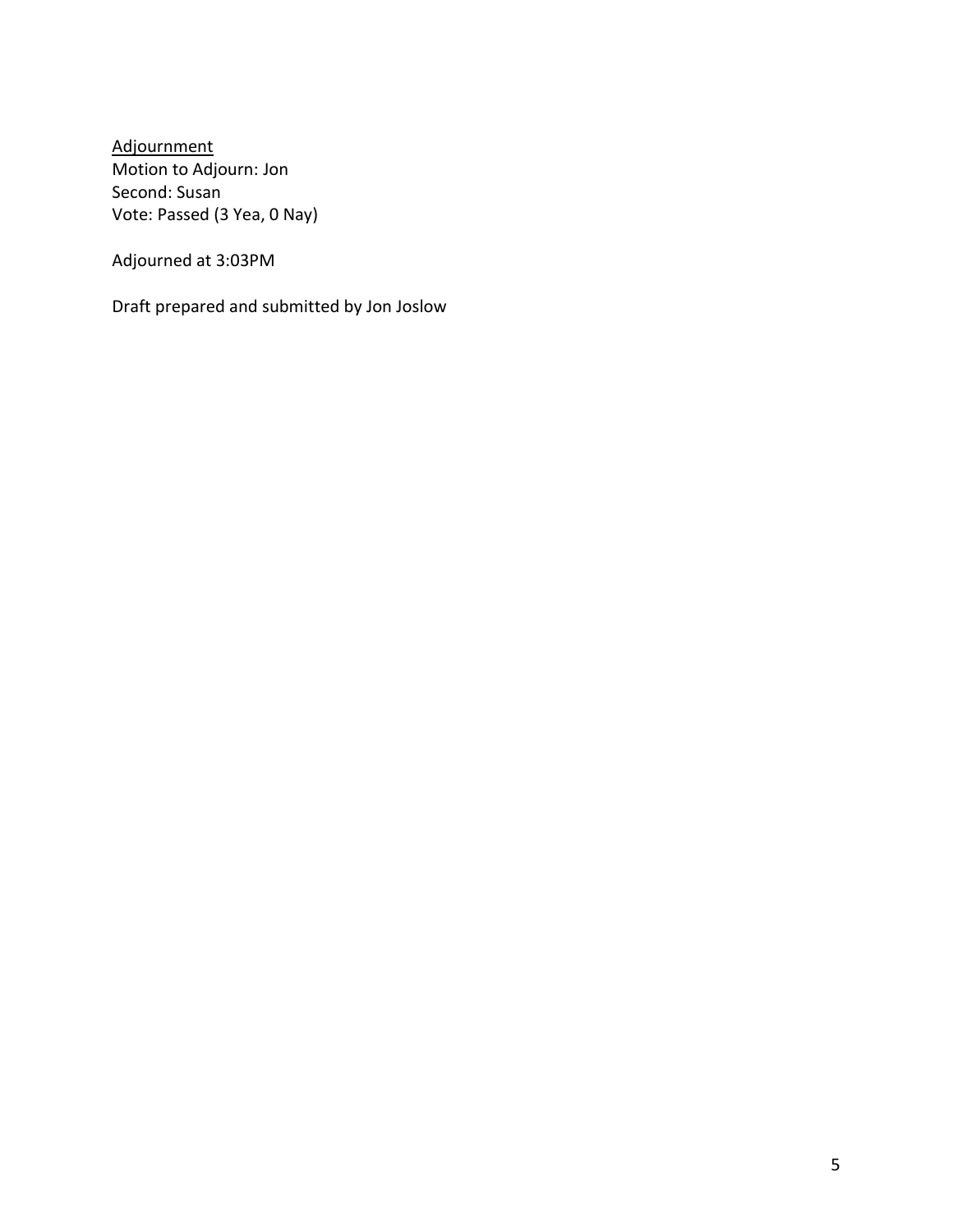<u>Adjournment</u>
Motion to Adjourn: Jon
Second: Susan
Vote: Passed (3 Yea, 0 Nay)

Adjourned at 3:03PM

Draft prepared and submitted by Jon Joslow